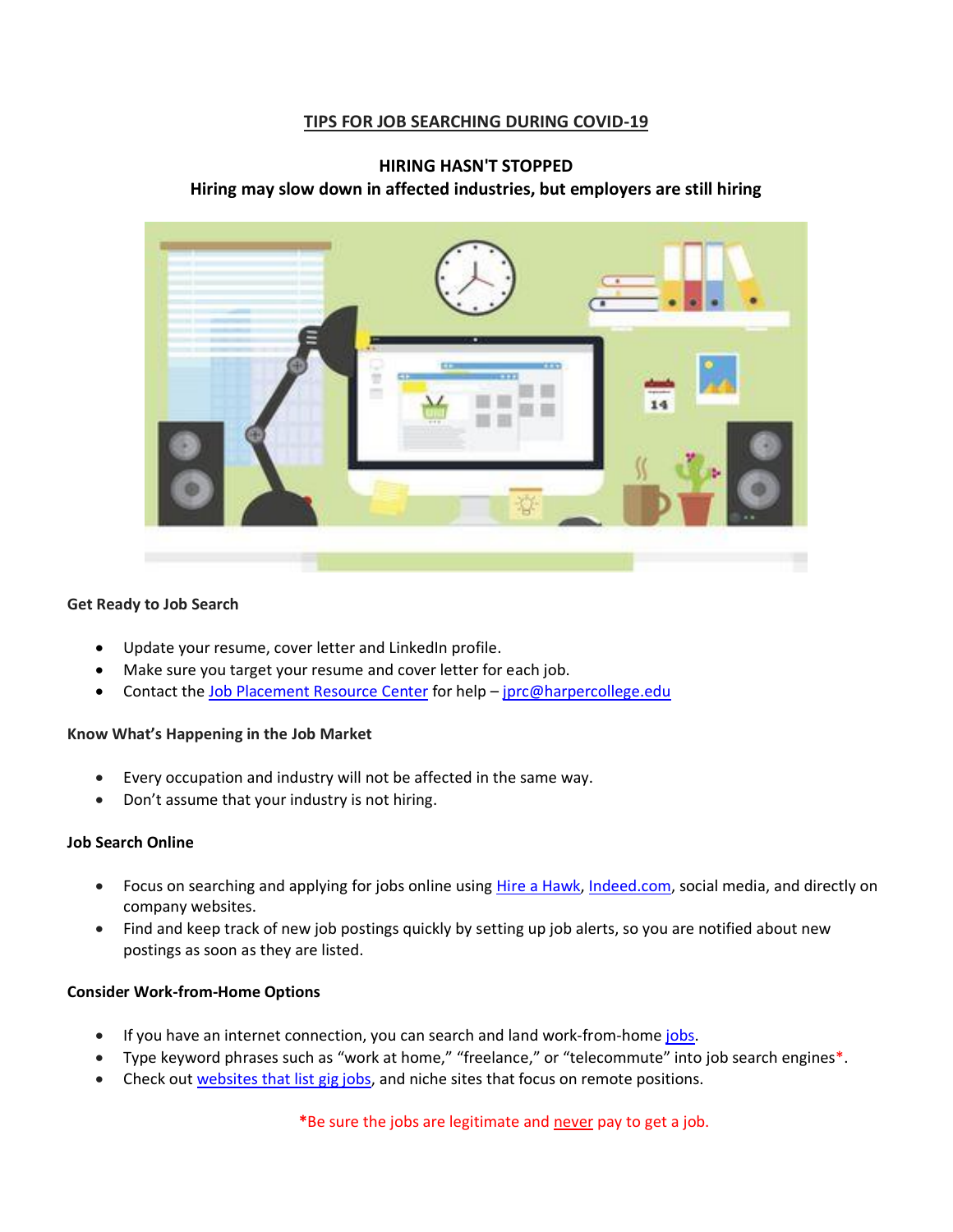# TIPS FOR JOB SEARCHING DURING COVID-19

## HIRING HASN'T STOPPED

**Hiring may slow down in affected industries, but employers are still hiring**

### Get Ready to Job Search

- Update your resume, cover letter and LinkedIn profile.
- Make sure you target your resume and cover letter for each job.
- Contact the Job Placement Resource Center for help – jprc@harpercollege.edu

### Know What's Happening in the Job Market

- Every occupation and industry will not be affected in the same way.
- Don't assume that your industry is not hiring.

### Job Search Online

- Focus on searching and applying for jobs online using Hire a Hawk, Indeed.com, social media, and directly on company websites.
- Find and keep track of new job postings quickly by setting up job alerts, so you are notified about new postings as soon as they are listed.

### Consider Work-from-Home Options

- If you have an internet connection, you can search and land work-from-home jobs.
- Type keyword phrases such as "work at home," "freelance," or "telecommute" into job search engines*.
- Check out websites that list gig jobs, and niche sites that focus on remote positions.

*Be sure the jobs are legitimate and never pay to get a job.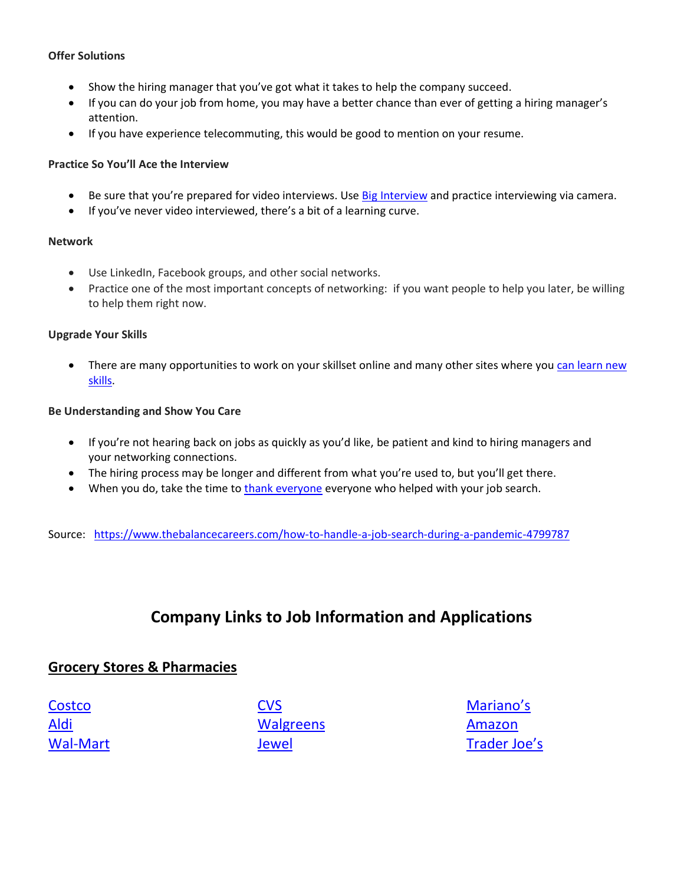**Offer Solutions**

- Show the hiring manager that you've got what it takes to help the company succeed.
- If you can do your job from home, you may have a better chance than ever of getting a hiring manager's attention.
- If you have experience telecommuting, this would be good to mention on your resume.

**Practice So You'll Ace the Interview**

- Be sure that you're prepared for video interviews. Use Big Interview and practice interviewing via camera.
- If you've never video interviewed, there's a bit of a learning curve.

**Network**

- Use LinkedIn, Facebook groups, and other social networks.
- Practice one of the most important concepts of networking: if you want people to help you later, be willing to help them right now.

**Upgrade Your Skills**

- There are many opportunities to work on your skillset online and many other sites where you can learn new skills.

**Be Understanding and Show You Care**

- If you're not hearing back on jobs as quickly as you'd like, be patient and kind to hiring managers and your networking connections.
- The hiring process may be longer and different from what you're used to, but you'll get there.
- When you do, take the time to thank everyone everyone who helped with your job search.

Source: https://www.thebalancecareers.com/how-to-handle-a-job-search-during-a-pandemic-4799787

# Company Links to Job Information and Applications

## Grocery Stores & Pharmacies

Costco
Aldi
Wal-Mart
CVS
Walgreens
Jewel
Mariano's
Amazon
Trader Joe's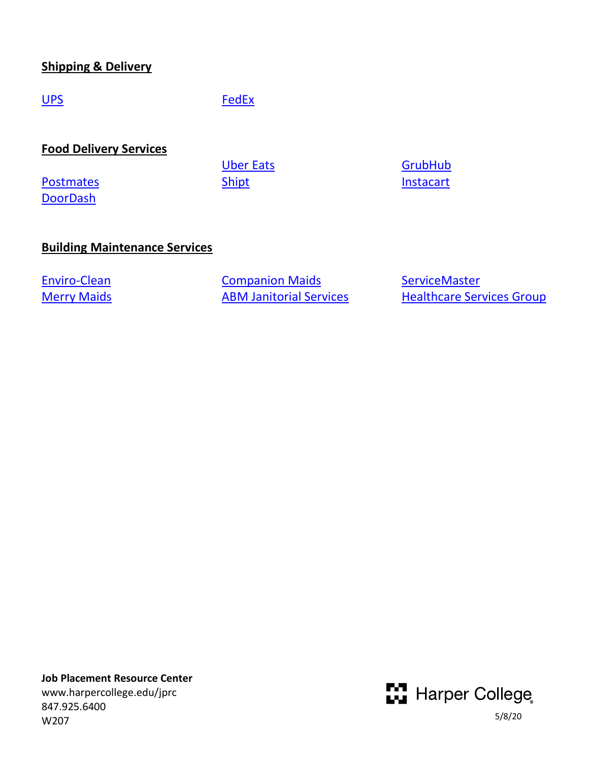**Shipping & Delivery**

UPS

FedEx

**Food Delivery Services**

Uber Eats

GrubHub

Postmates

Shipt

Instacart

DoorDash

**Building Maintenance Services**

Enviro-Clean

Companion Maids

ServiceMaster

Merry Maids

ABM Janitorial Services

Healthcare Services Group

**Job Placement Resource Center**
www.harpercollege.edu/jprc
847.925.6400
W207

Harper College

5/8/20